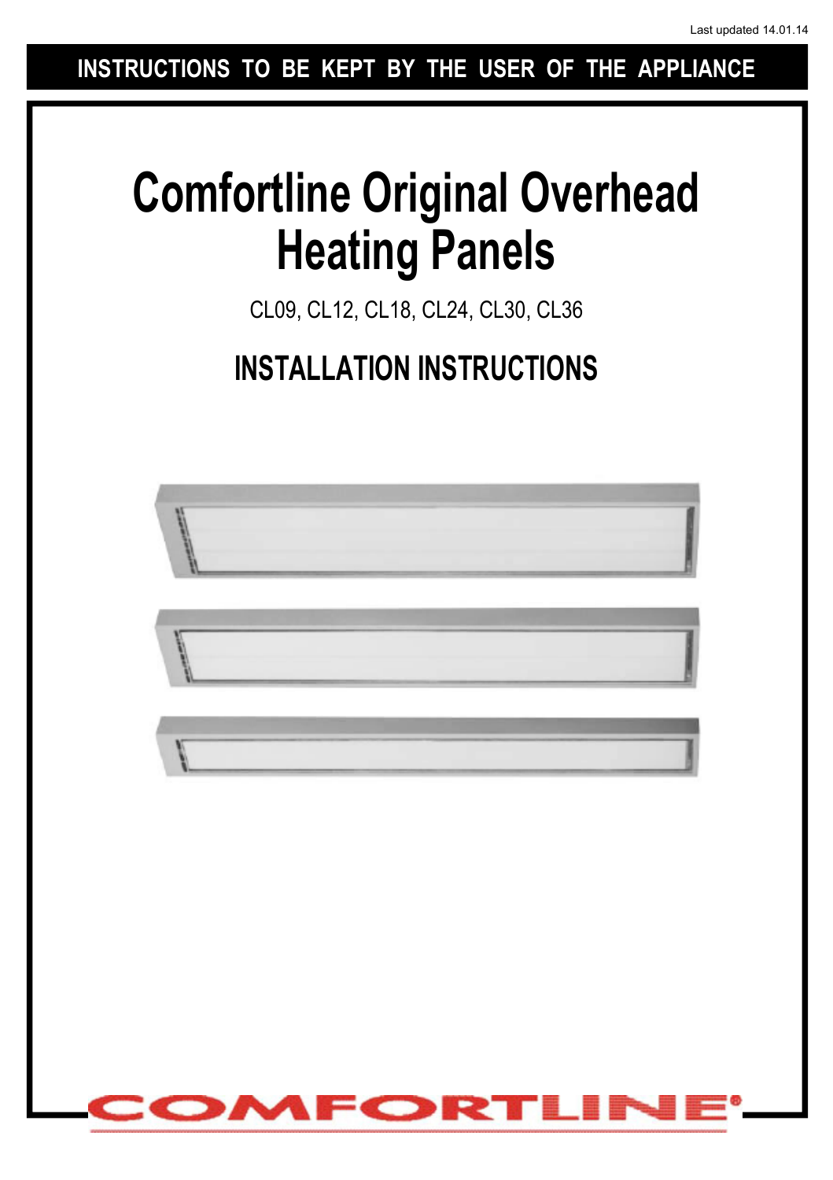Last updated 14.01.14

**INSTRUCTIONS TO BE KEPT BY THE USER OF THE APPLIANCE**

# Comfortline Original Overhead Heating Panels

CL09, CL12, CL18, CL24, CL30, CL36

## INSTALLATION INSTRUCTIONS

COMFORTLINE®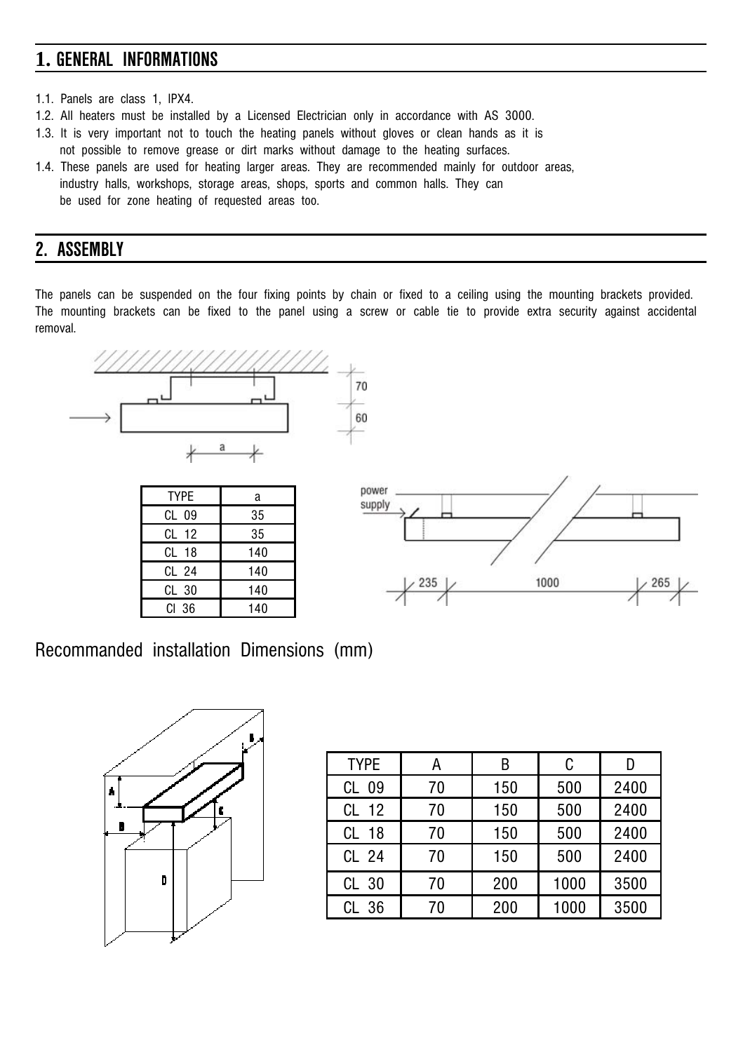## 1. GENERAL INFORMATIONS

1.1. Panels are class 1, IPX4.
1.2. All heaters must be installed by a Licensed Electrician only in accordance with AS 3000.
1.3. It is very important not to touch the heating panels without gloves or clean hands as it is not possible to remove grease or dirt marks without damage to the heating surfaces.
1.4. These panels are used for heating larger areas. They are recommended mainly for outdoor areas, industry halls, workshops, storage areas, shops, sports and common halls. They can be used for zone heating of requested areas too.

## 2. ASSEMBLY

The panels can be suspended on the four fixing points by chain or fixed to a ceiling using the mounting brackets provided. The mounting brackets can be fixed to the panel using a screw or cable tie to provide extra security against accidental removal.

| TYPE | a |
|---|---|
| CL 09 | 35 |
| CL 12 | 35 |
| CL 18 | 140 |
| CL 24 | 140 |
| CL 30 | 140 |
| Cl 36 | 140 |

## Recommanded installation Dimensions (mm)

| TYPE | A | B | C | D |
|---|---|---|---|---|
| CL 09 | 70 | 150 | 500 | 2400 |
| CL 12 | 70 | 150 | 500 | 2400 |
| CL 18 | 70 | 150 | 500 | 2400 |
| CL 24 | 70 | 150 | 500 | 2400 |
| CL 30 | 70 | 200 | 1000 | 3500 |
| CL 36 | 70 | 200 | 1000 | 3500 |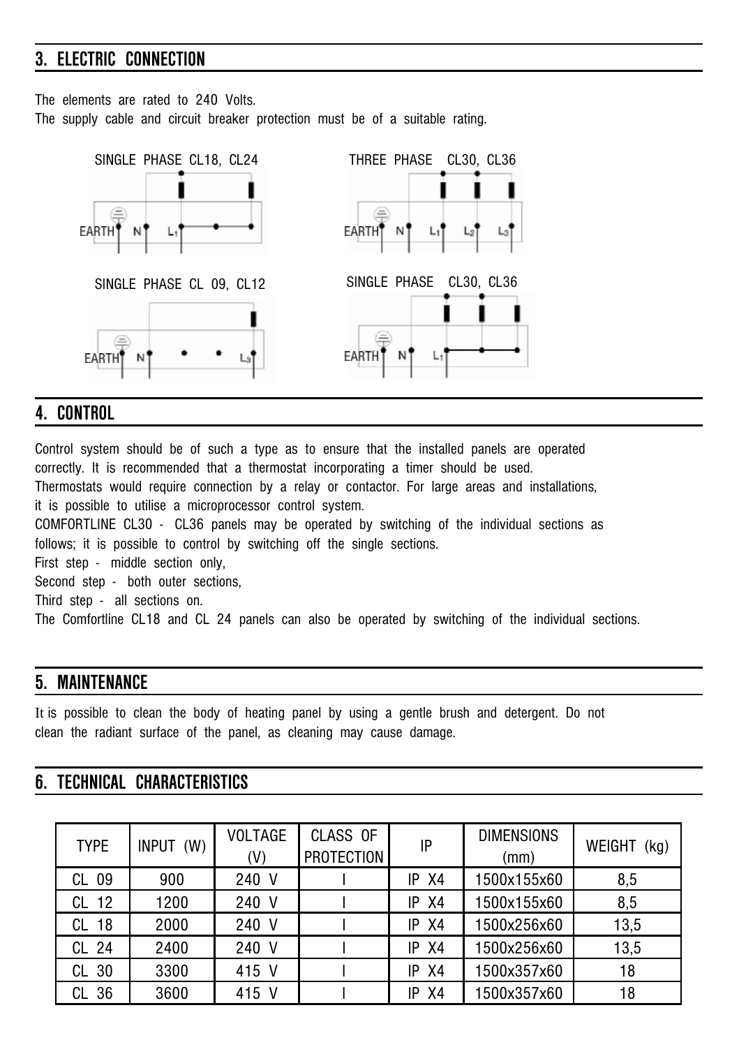## 3. ELECTRIC CONNECTION

The elements are rated to 240 Volts.
The supply cable and circuit breaker protection must be of a suitable rating.

SINGLE PHASE CL18, CL24

EARTH N $L_1$

THREE PHASE CL30, CL36

EARTH N $L_1$ $L_2$ $L_3$

SINGLE PHASE CL 09, CL12

EARTH N $L_3$

SINGLE PHASE CL30, CL36

EARTH N $L_1$

## 4. CONTROL

Control system should be of such a type as to ensure that the installed panels are operated correctly. It is recommended that a thermostat incorporating a timer should be used.
Thermostats would require connection by a relay or contactor. For large areas and installations, it is possible to utilise a microprocessor control system.
COMFORTLINE CL30 - CL36 panels may be operated by switching of the individual sections as follows; it is possible to control by switching off the single sections.
First step - middle section only,
Second step - both outer sections,
Third step - all sections on.
The Comfortline CL18 and CL 24 panels can also be operated by switching of the individual sections.

## 5. MAINTENANCE

It is possible to clean the body of heating panel by using a gentle brush and detergent. Do not clean the radiant surface of the panel, as cleaning may cause damage.

## 6. TECHNICAL CHARACTERISTICS

| TYPE | INPUT (W) | VOLTAGE (V) | CLASS OF PROTECTION | IP | DIMENSIONS (mm) | WEIGHT (kg) |
|---|---|---|---|---|---|---|
| CL 09 | 900 | 240 V | I | IP X4 | 1500x155x60 | 8,5 |
| CL 12 | 1200 | 240 V | I | IP X4 | 1500x155x60 | 8,5 |
| CL 18 | 2000 | 240 V | I | IP X4 | 1500x256x60 | 13,5 |
| CL 24 | 2400 | 240 V | I | IP X4 | 1500x256x60 | 13,5 |
| CL 30 | 3300 | 415 V | I | IP X4 | 1500x357x60 | 18 |
| CL 36 | 3600 | 415 V | I | IP X4 | 1500x357x60 | 18 |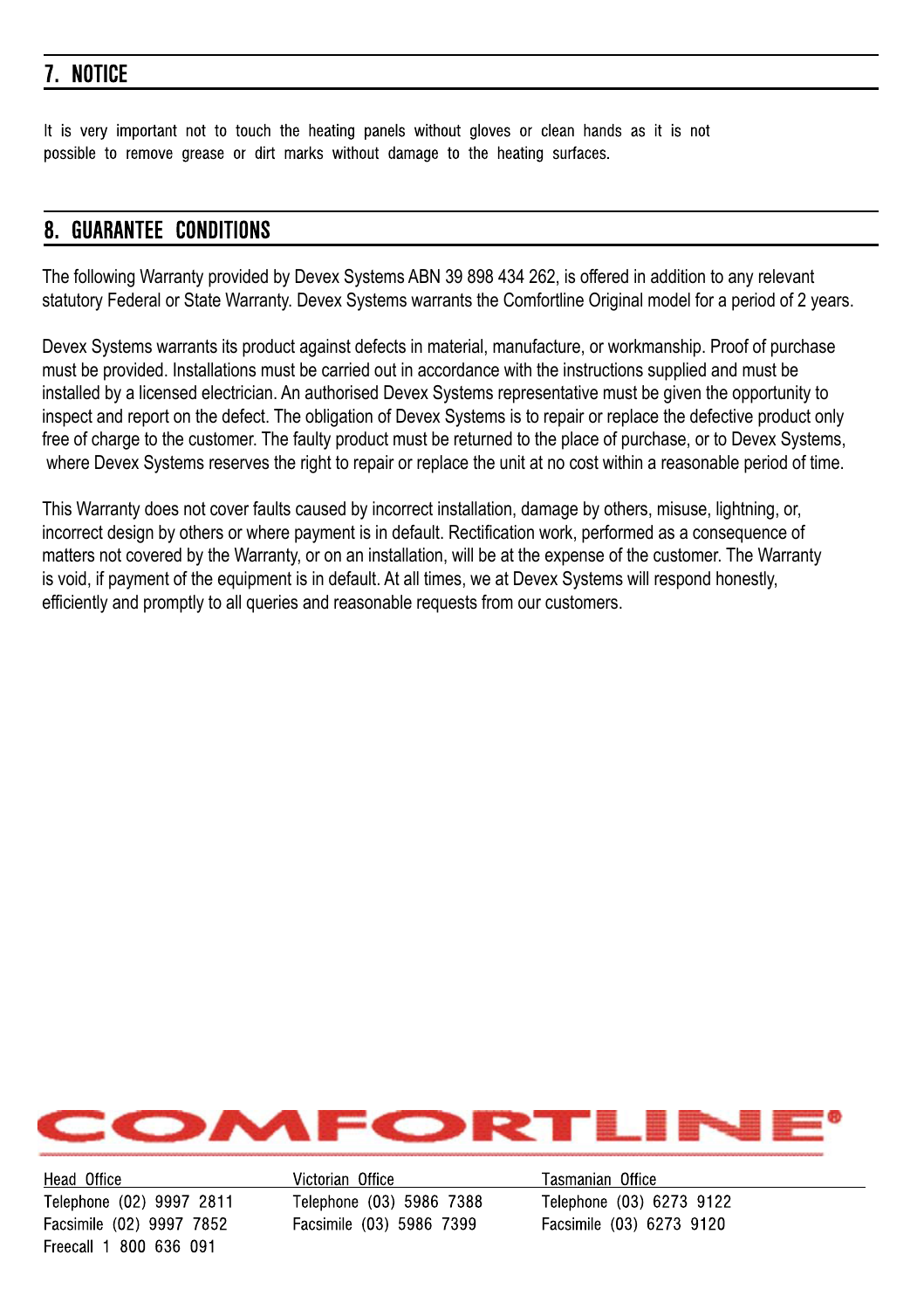## 7. NOTICE

It is very important not to touch the heating panels without gloves or clean hands as it is not possible to remove grease or dirt marks without damage to the heating surfaces.

## 8. GUARANTEE CONDITIONS

The following Warranty provided by Devex Systems ABN 39 898 434 262, is offered in addition to any relevant statutory Federal or State Warranty. Devex Systems warrants the Comfortline Original model for a period of 2 years.

Devex Systems warrants its product against defects in material, manufacture, or workmanship. Proof of purchase must be provided. Installations must be carried out in accordance with the instructions supplied and must be installed by a licensed electrician. An authorised Devex Systems representative must be given the opportunity to inspect and report on the defect. The obligation of Devex Systems is to repair or replace the defective product only free of charge to the customer. The faulty product must be returned to the place of purchase, or to Devex Systems, where Devex Systems reserves the right to repair or replace the unit at no cost within a reasonable period of time.

This Warranty does not cover faults caused by incorrect installation, damage by others, misuse, lightning, or, incorrect design by others or where payment is in default. Rectification work, performed as a consequence of matters not covered by the Warranty, or on an installation, will be at the expense of the customer. The Warranty is void, if payment of the equipment is in default. At all times, we at Devex Systems will respond honestly, efficiently and promptly to all queries and reasonable requests from our customers.

COMFORTLINE®

| Head Office | Victorian Office | Tasmanian Office |
|---|---|---|
| Telephone (02) 9997 2811 | Telephone (03) 5986 7388 | Telephone (03) 6273 9122 |
| Facsimile (02) 9997 7852 | Facsimile (03) 5986 7399 | Facsimile (03) 6273 9120 |
| Freecall 1 800 636 091 | | |